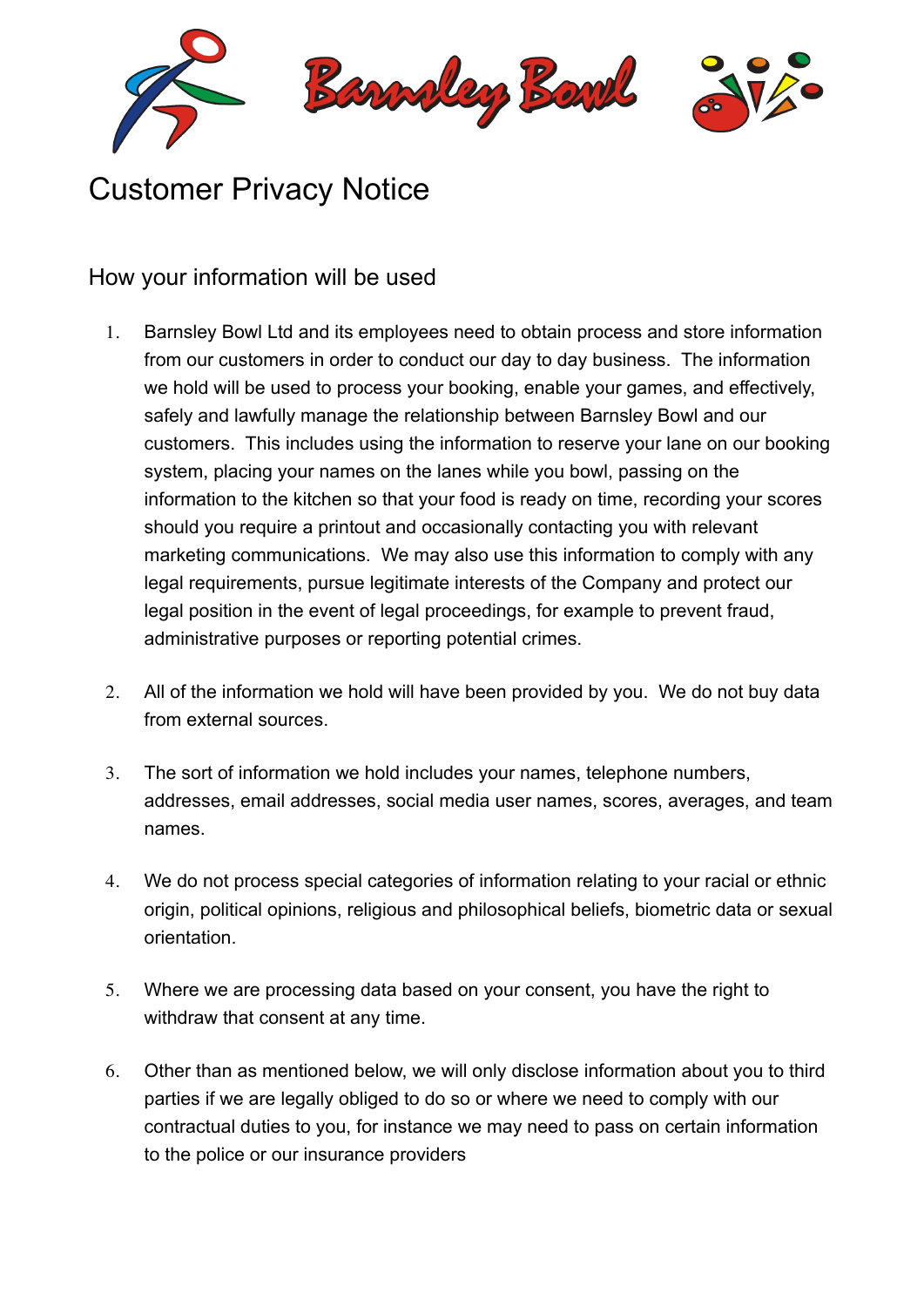Barnsley Bowl

# Customer Privacy Notice

## How your information will be used

1. Barnsley Bowl Ltd and its employees need to obtain process and store information from our customers in order to conduct our day to day business. The information we hold will be used to process your booking, enable your games, and effectively, safely and lawfully manage the relationship between Barnsley Bowl and our customers. This includes using the information to reserve your lane on our booking system, placing your names on the lanes while you bowl, passing on the information to the kitchen so that your food is ready on time, recording your scores should you require a printout and occasionally contacting you with relevant marketing communications. We may also use this information to comply with any legal requirements, pursue legitimate interests of the Company and protect our legal position in the event of legal proceedings, for example to prevent fraud, administrative purposes or reporting potential crimes.

2. All of the information we hold will have been provided by you. We do not buy data from external sources.

3. The sort of information we hold includes your names, telephone numbers, addresses, email addresses, social media user names, scores, averages, and team names.

4. We do not process special categories of information relating to your racial or ethnic origin, political opinions, religious and philosophical beliefs, biometric data or sexual orientation.

5. Where we are processing data based on your consent, you have the right to withdraw that consent at any time.

6. Other than as mentioned below, we will only disclose information about you to third parties if we are legally obliged to do so or where we need to comply with our contractual duties to you, for instance we may need to pass on certain information to the police or our insurance providers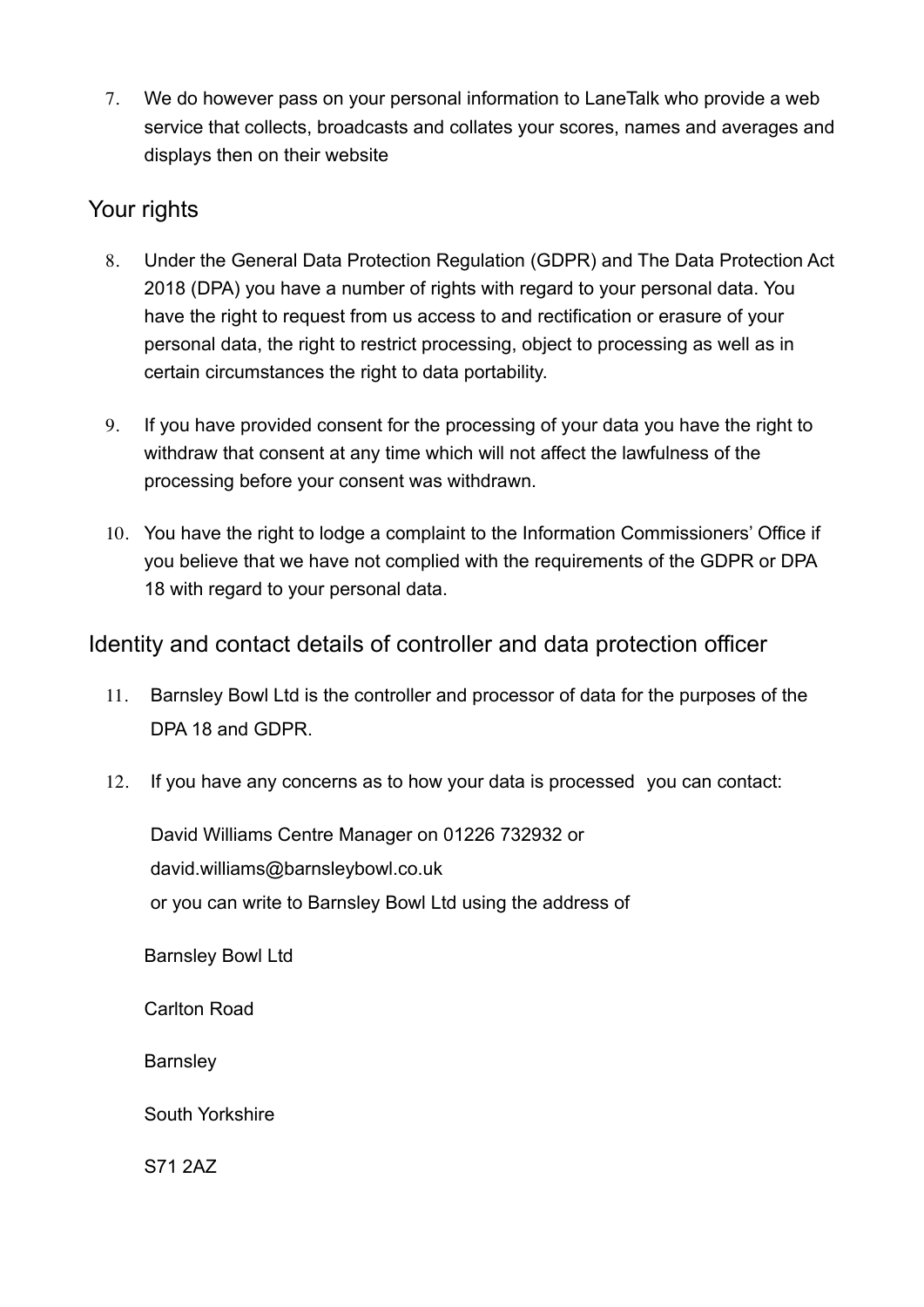7. We do however pass on your personal information to LaneTalk who provide a web service that collects, broadcasts and collates your scores, names and averages and displays then on their website

## Your rights

8. Under the General Data Protection Regulation (GDPR) and The Data Protection Act 2018 (DPA) you have a number of rights with regard to your personal data. You have the right to request from us access to and rectification or erasure of your personal data, the right to restrict processing, object to processing as well as in certain circumstances the right to data portability.

9. If you have provided consent for the processing of your data you have the right to withdraw that consent at any time which will not affect the lawfulness of the processing before your consent was withdrawn.

10. You have the right to lodge a complaint to the Information Commissioners' Office if you believe that we have not complied with the requirements of the GDPR or DPA 18 with regard to your personal data.

## Identity and contact details of controller and data protection officer

11. Barnsley Bowl Ltd is the controller and processor of data for the purposes of the DPA 18 and GDPR.

12. If you have any concerns as to how your data is processed you can contact:

    David Williams Centre Manager on 01226 732932 or
    david.williams@barnsleybowl.co.uk
    or you can write to Barnsley Bowl Ltd using the address of

    Barnsley Bowl Ltd

    Carlton Road

    Barnsley

    South Yorkshire

    S71 2AZ